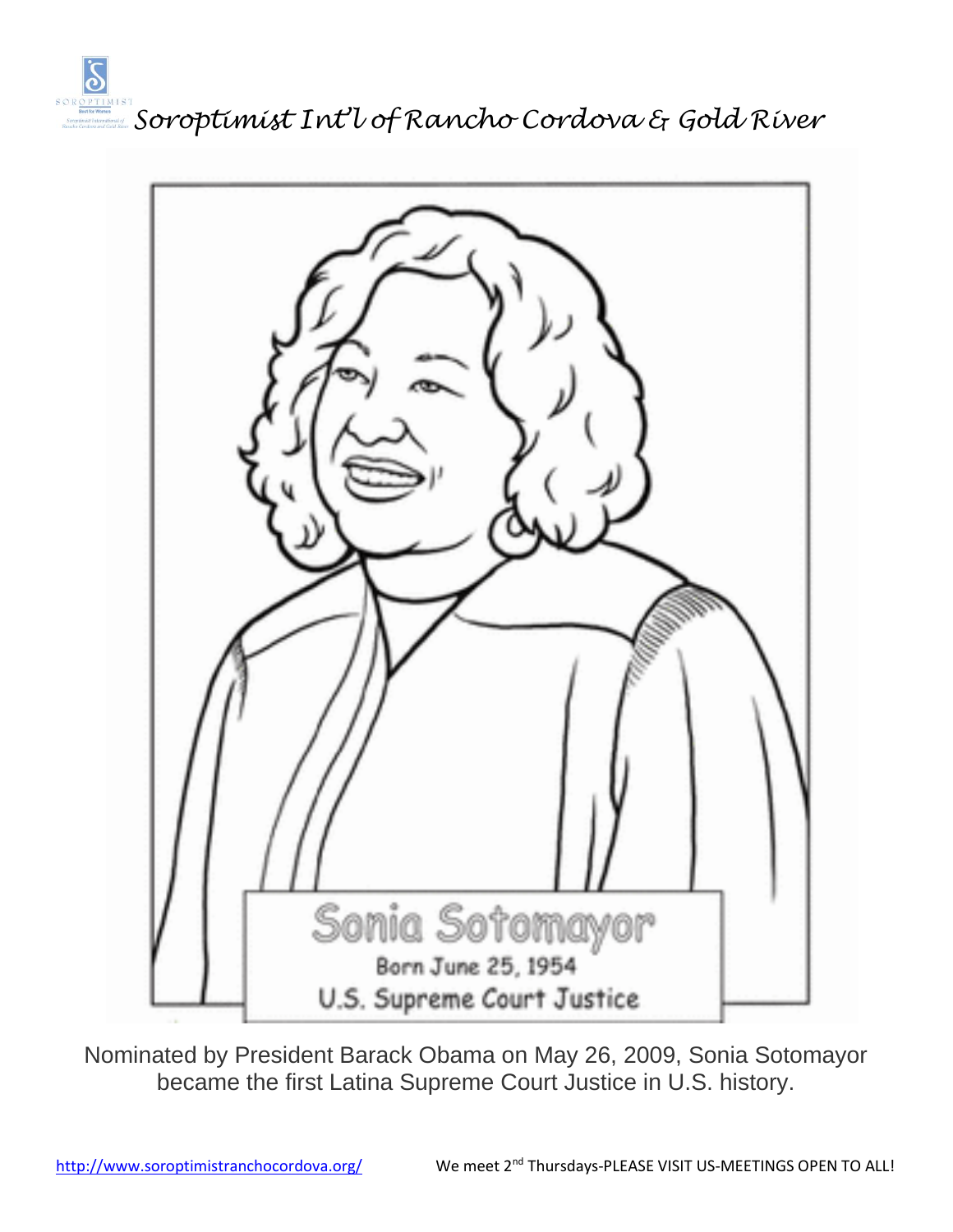# Soroptimist Int'l of Rancho Cordova & Gold River

Sonia Sotomayor

Born June 25, 1954

U.S. Supreme Court Justice

Nominated by President Barack Obama on May 26, 2009, Sonia Sotomayor became the first Latina Supreme Court Justice in U.S. history.

http://www.soroptimistranchocordova.org/ We meet 2nd Thursdays-PLEASE VISIT US-MEETINGS OPEN TO ALL!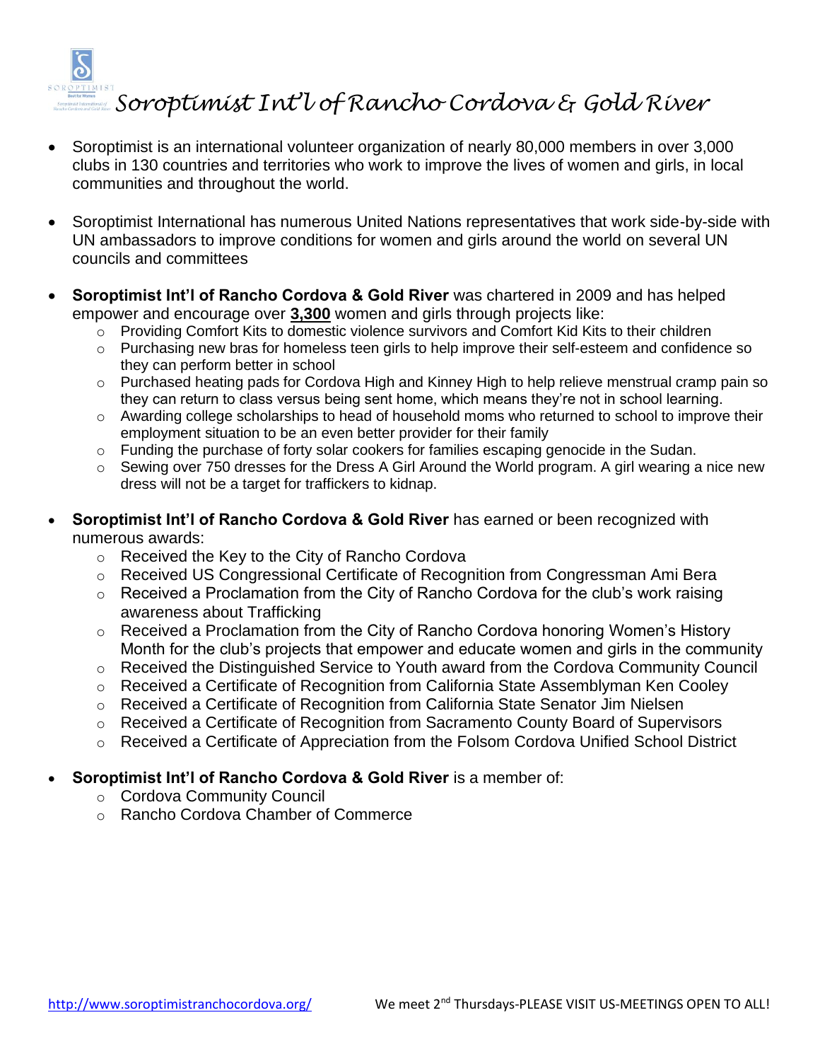# Soroptimist Int'l of Rancho Cordova & Gold River

- Soroptimist is an international volunteer organization of nearly 80,000 members in over 3,000 clubs in 130 countries and territories who work to improve the lives of women and girls, in local communities and throughout the world.
- Soroptimist International has numerous United Nations representatives that work side-by-side with UN ambassadors to improve conditions for women and girls around the world on several UN councils and committees
- **Soroptimist Int'l of Rancho Cordova & Gold River** was chartered in 2009 and has helped empower and encourage over **3,300** women and girls through projects like:
  - Providing Comfort Kits to domestic violence survivors and Comfort Kid Kits to their children
  - Purchasing new bras for homeless teen girls to help improve their self-esteem and confidence so they can perform better in school
  - Purchased heating pads for Cordova High and Kinney High to help relieve menstrual cramp pain so they can return to class versus being sent home, which means they're not in school learning.
  - Awarding college scholarships to head of household moms who returned to school to improve their employment situation to be an even better provider for their family
  - Funding the purchase of forty solar cookers for families escaping genocide in the Sudan.
  - Sewing over 750 dresses for the Dress A Girl Around the World program. A girl wearing a nice new dress will not be a target for traffickers to kidnap.
- **Soroptimist Int'l of Rancho Cordova & Gold River** has earned or been recognized with numerous awards:
  - Received the Key to the City of Rancho Cordova
  - Received US Congressional Certificate of Recognition from Congressman Ami Bera
  - Received a Proclamation from the City of Rancho Cordova for the club's work raising awareness about Trafficking
  - Received a Proclamation from the City of Rancho Cordova honoring Women's History Month for the club's projects that empower and educate women and girls in the community
  - Received the Distinguished Service to Youth award from the Cordova Community Council
  - Received a Certificate of Recognition from California State Assemblyman Ken Cooley
  - Received a Certificate of Recognition from California State Senator Jim Nielsen
  - Received a Certificate of Recognition from Sacramento County Board of Supervisors
  - Received a Certificate of Appreciation from the Folsom Cordova Unified School District
- **Soroptimist Int'l of Rancho Cordova & Gold River** is a member of:
  - Cordova Community Council
  - Rancho Cordova Chamber of Commerce

http://www.soroptimistranchocordova.org/ We meet 2nd Thursdays-PLEASE VISIT US-MEETINGS OPEN TO ALL!